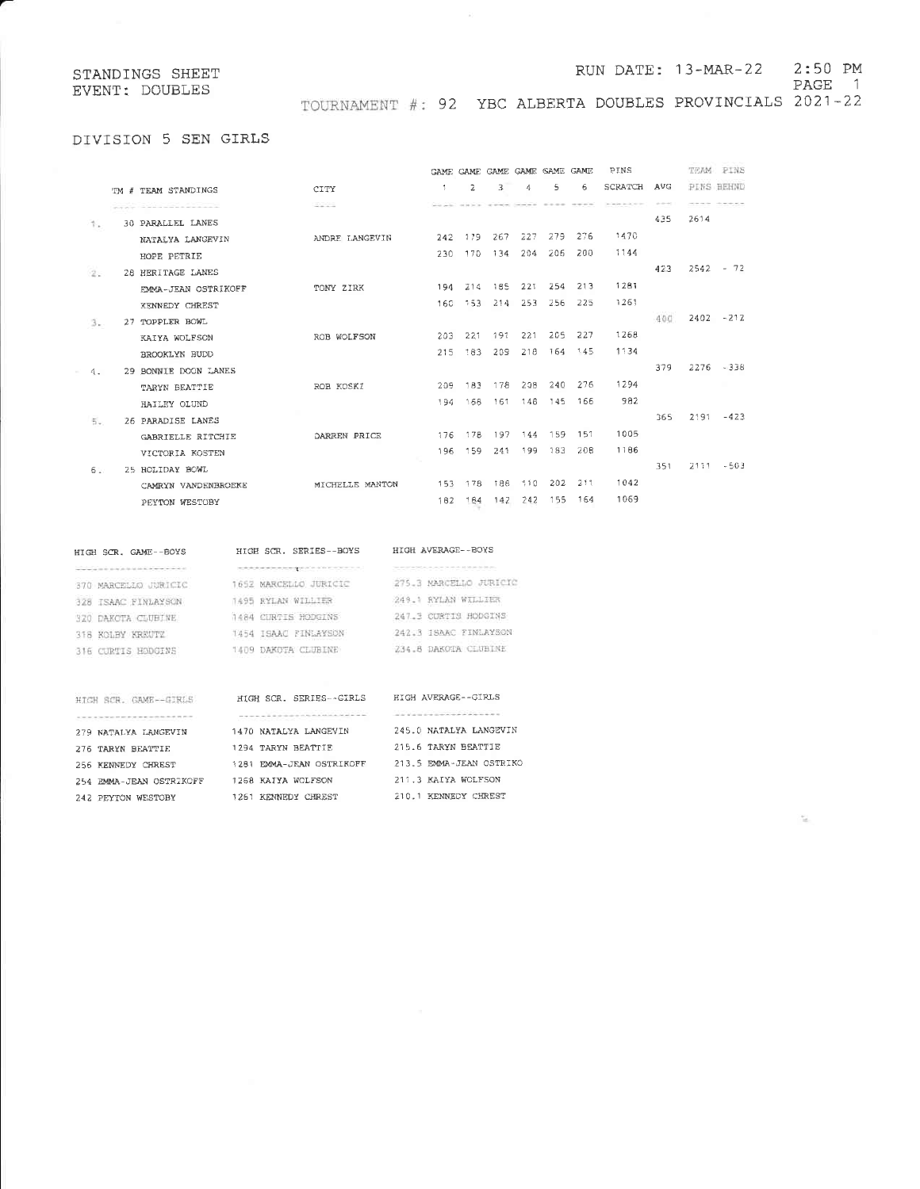STANDINGS SHEET
EVENT: DOUBLES

RUN DATE: 13-MAR-22 2:50 PM

TOURNAMENT #: 92 YBC ALBERTA DOUBLES PROVINCIALS 2021-22

## DIVISION 5 SEN GIRLS

| | TM # TEAM STANDINGS | CITY | GAME 1 | GAME 2 | GAME 3 | GAME 4 | GAME 5 | GAME 6 | PINS SCRATCH | AVG | TEAM PINS | PINS BEHND |
|---|---|---|---|---|---|---|---|---|---|---|---|---|
| 1. | 30 PARALLEL LANES | | | | | | | | | 435 | 2614 | |
| | NATALYA LANGEVIN | ANDRE LANGEVIN | 242 | 179 | 267 | 227 | 279 | 276 | 1470 | | | |
| | HOPE PETRIE | | 230 | 170 | 134 | 204 | 206 | 200 | 1144 | | | |
| 2. | 28 HERITAGE LANES | | | | | | | | | 423 | 2542 | - 72 |
| | EMMA-JEAN OSTRIKOFF | TONY ZIRK | 194 | 214 | 185 | 221 | 254 | 213 | 1281 | | | |
| | KENNEDY CHREST | | 160 | 153 | 214 | 253 | 256 | 225 | 1261 | | | |
| 3. | 27 TOPPLER BOWL | | | | | | | | | 400 | 2402 | -212 |
| | KAIYA WOLFSON | ROB WOLFSON | 203 | 221 | 191 | 221 | 205 | 227 | 1268 | | | |
| | BROOKLYN BUDD | | 215 | 183 | 209 | 218 | 164 | 145 | 1134 | | | |
| 4. | 29 BONNIE DOON LANES | | | | | | | | | 379 | 2276 | -338 |
| | TARYN BEATTIE | ROB KOSKI | 209 | 183 | 178 | 208 | 240 | 276 | 1294 | | | |
| | HAILEY OLUND | | 194 | 168 | 161 | 148 | 145 | 166 | 982 | | | |
| 5. | 26 PARADISE LANES | | | | | | | | | 365 | 2191 | -423 |
| | GABRIELLE RITCHIE | DARREN PRICE | 176 | 178 | 197 | 144 | 159 | 151 | 1005 | | | |
| | VICTORIA KOSTEN | | 196 | 159 | 241 | 199 | 183 | 208 | 1186 | | | |
| 6. | 25 HOLIDAY BOWL | | | | | | | | | 351 | 2111 | -503 |
| | CAMRYN VANDENBROEKE | MICHELLE MANTON | 153 | 178 | 186 | 110 | 202 | 211 | 1042 | | | |
| | PEYTON WESTOBY | | 182 | 184 | 142 | 242 | 155 | 164 | 1069 | | | |

| HIGH SCR. GAME--BOYS | HIGH SCR. SERIES--BOYS | HIGH AVERAGE--BOYS |
|---|---|---|
| 370 MARCELLO JURICIC | 1652 MARCELLO JURICIC | 275.3 MARCELLO JURICIC |
| 328 ISAAC FINLAYSON | 1495 RYLAN WILLIER | 249.1 RYLAN WILLIER |
| 320 DAKOTA CLUBINE | 1484 CURTIS HODGINS | 247.3 CURTIS HODGINS |
| 318 KOLBY KREUTZ | 1454 ISAAC FINLAYSON | 242.3 ISAAC FINLAYSON |
| 316 CURTIS HODGINS | 1409 DAKOTA CLUBINE | 234.8 DAKOTA CLUBINE |

| HIGH SCR. GAME--GIRLS | HIGH SCR. SERIES--GIRLS | HIGH AVERAGE--GIRLS |
|---|---|---|
| 279 NATALYA LANGEVIN | 1470 NATALYA LANGEVIN | 245.0 NATALYA LANGEVIN |
| 276 TARYN BEATTIE | 1294 TARYN BEATTIE | 215.6 TARYN BEATTIE |
| 256 KENNEDY CHREST | 1281 EMMA-JEAN OSTRIKOFF | 213.5 EMMA-JEAN OSTRIKO |
| 254 EMMA-JEAN OSTRIKOFF | 1268 KAIYA WOLFSON | 211.3 KAIYA WOLFSON |
| 242 PEYTON WESTOBY | 1261 KENNEDY CHREST | 210.1 KENNEDY CHREST |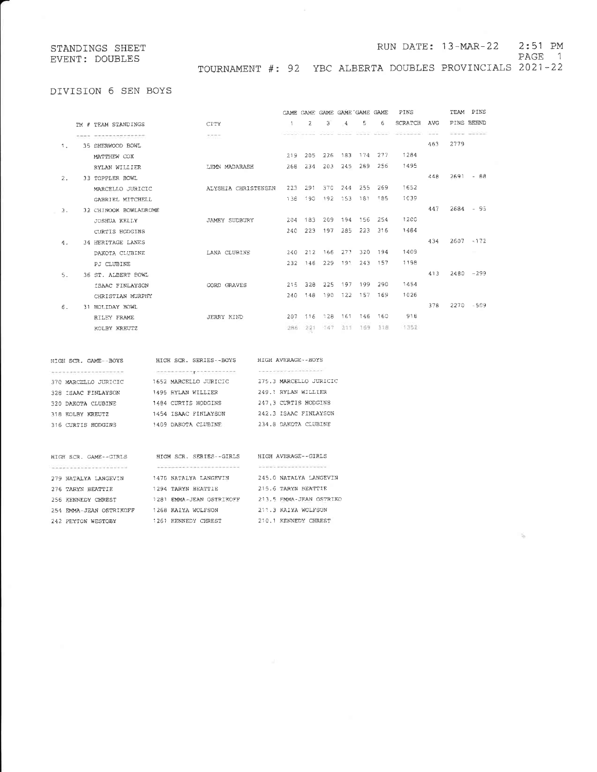STANDINGS SHEET
EVENT: DOUBLES

RUN DATE: 13-MAR-22 2:51 PM

TOURNAMENT #: 92 YBC ALBERTA DOUBLES PROVINCIALS 2021-22

## DIVISION 6 SEN BOYS

| | TM # TEAM STANDINGS | CITY | GAME 1 | GAME 2 | GAME 3 | GAME 4 | GAME 5 | GAME 6 | PINS SCRATCH | AVG | TEAM PINS | PINS BEHND |
|---|---|---|---|---|---|---|---|---|---|---|---|---|
| 1. | 35 SHERWOOD BOWL | | | | | | | | | 463 | 2779 | |
| | MATTHEW COX | | 219 | 205 | 226 | 183 | 174 | 277 | 1284 | | | |
| | RYLAN WILLIER | LEMN MADARASH | 268 | 234 | 203 | 245 | 289 | 256 | 1495 | | | |
| 2. | 33 TOPPLER BOWL | | | | | | | | | 448 | 2691 | - 88 |
| | MARCELLO JURICIC | ALYSHIA CHRISTENSEN | 223 | 291 | 370 | 244 | 255 | 269 | 1652 | | | |
| | GABRIEL MITCHELL | | 138 | 190 | 192 | 153 | 181 | 185 | 1039 | | | |
| 3. | 32 CHINOOK BOWLADROME | | | | | | | | | 447 | 2684 | - 95 |
| | JOSHUA KELLY | JAMEY SUDBURY | 204 | 183 | 209 | 194 | 156 | 254 | 1200 | | | |
| | CURTIS HODGINS | | 240 | 223 | 197 | 285 | 223 | 316 | 1484 | | | |
| 4. | 34 HERITAGE LANES | | | | | | | | | 434 | 2607 | -172 |
| | DAKOTA CLUBINE | LANA CLUBINE | 240 | 212 | 166 | 277 | 320 | 194 | 1409 | | | |
| | PJ CLUBINE | | 232 | 146 | 229 | 191 | 243 | 157 | 1198 | | | |
| 5. | 36 ST. ALBERT BOWL | | | | | | | | | 413 | 2480 | -299 |
| | ISAAC FINLAYSON | GORD GRAVES | 215 | 328 | 225 | 197 | 199 | 290 | 1454 | | | |
| | CHRISTIAN MURPHY | | 240 | 148 | 190 | 122 | 157 | 169 | 1026 | | | |
| 6. | 31 HOLIDAY BOWL | | | | | | | | | 378 | 2270 | -509 |
| | RILEY FRAME | JERRY KIND | 207 | 116 | 128 | 161 | 146 | 160 | 918 | | | |
| | KOLBY KREUTZ | | 286 | 221 | 147 | 211 | 169 | 318 | 1352 | | | |

| HIGH SCR. GAME--BOYS | HIGH SCR. SERIES--BOYS | HIGH AVERAGE--BOYS |
|---|---|---|
| 370 MARCELLO JURICIC | 1652 MARCELLO JURICIC | 275.3 MARCELLO JURICIC |
| 328 ISAAC FINLAYSON | 1495 RYLAN WILLIER | 249.1 RYLAN WILLIER |
| 320 DAKOTA CLUBINE | 1484 CURTIS HODGINS | 247.3 CURTIS HODGINS |
| 318 KOLBY KREUTZ | 1454 ISAAC FINLAYSON | 242.3 ISAAC FINLAYSON |
| 316 CURTIS HODGINS | 1409 DAKOTA CLUBINE | 234.8 DAKOTA CLUBINE |

| HIGH SCR. GAME--GIRLS | HIGH SCR. SERIES--GIRLS | HIGH AVERAGE--GIRLS |
|---|---|---|
| 279 NATALYA LANGEVIN | 1470 NATALYA LANGEVIN | 245.0 NATALYA LANGEVIN |
| 276 TARYN BEATTIE | 1294 TARYN BEATTIE | 215.6 TARYN BEATTIE |
| 256 KENNEDY CHREST | 1281 EMMA-JEAN OSTRIKOFF | 213.5 EMMA-JEAN OSTRIKO |
| 254 EMMA-JEAN OSTRIKOFF | 1268 KAIYA WOLFSON | 211.3 KAIYA WOLFSON |
| 242 PEYTON WESTOBY | 1261 KENNEDY CHREST | 210.1 KENNEDY CHREST |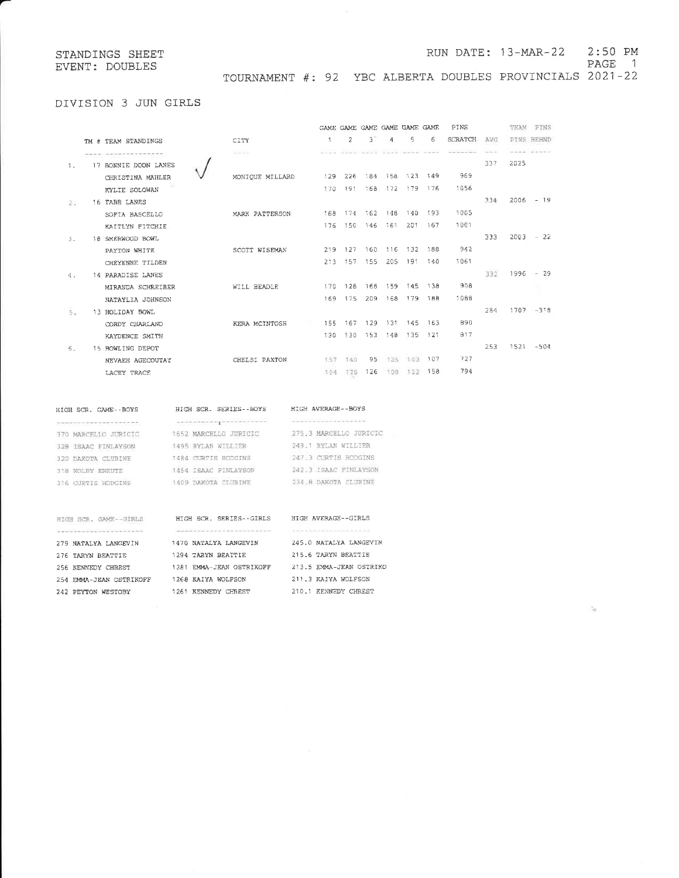STANDINGS SHEET
EVENT: DOUBLES

RUN DATE: 13-MAR-22 2:50 PM

TOURNAMENT #: 92 YBC ALBERTA DOUBLES PROVINCIALS 2021-22

## DIVISION 3 JUN GIRLS

| TM # | TEAM STANDINGS | CITY | GAME 1 | GAME 2 | GAME 3 | GAME 4 | GAME 5 | GAME 6 | PINS SCRATCH | AVG | TEAM PINS | PINS BEHND |
|---|---|---|---|---|---|---|---|---|---|---|---|---|
| 1. | 17 BONNIE DOON LANES ✓ | | | | | | | | | 337 | 2025 | |
| | CHRISTINA MAHLER | MONIQUE MILLARD | 129 | 226 | 184 | 158 | 123 | 149 | 969 | | | |
| | KYLIE SOLOWAN | | 170 | 191 | 168 | 172 | 179 | 176 | 1056 | | | |
| 2. | 16 TABB LANES | | | | | | | | | 334 | 2006 | - 19 |
| | SOFIA BASCELLO | MARK PATTERSON | 188 | 174 | 162 | 148 | 140 | 193 | 1005 | | | |
| | KAITLYN FITCHIE | | 176 | 150 | 146 | 161 | 201 | 167 | 1001 | | | |
| 3. | 18 SHERWOOD BOWL | | | | | | | | | 333 | 2003 | - 22 |
| | PAYTON WHITE | SCOTT WISEMAN | 219 | 127 | 160 | 116 | 132 | 188 | 942 | | | |
| | CHEYENNE TILDEN | | 213 | 157 | 155 | 205 | 191 | 140 | 1061 | | | |
| 4. | 14 PARADISE LANES | | | | | | | | | 332 | 1996 | - 29 |
| | MIRANDA SCHREIBER | WILL BEADLE | 170 | 128 | 168 | 159 | 145 | 138 | 908 | | | |
| | NATAYLIA JOHNSON | | 169 | 175 | 209 | 168 | 179 | 188 | 1088 | | | |
| 5. | 13 HOLIDAY BOWL | | | | | | | | | 284 | 1707 | -318 |
| | CORDY CHARLAND | KERA MCINTOSH | 155 | 167 | 129 | 131 | 145 | 163 | 890 | | | |
| | KAYDENCE SMITH | | 130 | 130 | 153 | 148 | 135 | 121 | 817 | | | |
| 6. | 15 BOWLING DEPOT | | | | | | | | | 253 | 1521 | -504 |
| | NEVAEH AGECOUTAY | CHELSI PAXTON | 157 | 140 | 95 | 125 | 103 | 107 | 727 | | | |
| | LACEY TRACE | | 104 | 176 | 126 | 108 | 122 | 158 | 794 | | | |

| HIGH SCR. GAME--BOYS | HIGH SCR. SERIES--BOYS | HIGH AVERAGE--BOYS |
|---|---|---|
| 370 MARCELLO JURICIC | 1652 MARCELLO JURICIC | 275.3 MARCELLO JURICIC |
| 328 ISAAC FINLAYSON | 1495 RYLAN WILLIER | 249.1 RYLAN WILLIER |
| 320 DAKOTA CLUBINE | 1484 CURTIS HODGINS | 247.3 CURTIS HODGINS |
| 318 KOLBY KREUTZ | 1454 ISAAC FINLAYSON | 242.3 ISAAC FINLAYSON |
| 316 CURTIS HODGINS | 1409 DAKOTA CLUBINE | 234.8 DAKOTA CLUBINE |

| HIGH SCR. GAME--GIRLS | HIGH SCR. SERIES--GIRLS | HIGH AVERAGE--GIRLS |
|---|---|---|
| 279 NATALYA LANGEVIN | 1470 NATALYA LANGEVIN | 245.0 NATALYA LANGEVIN |
| 276 TARYN BEATTIE | 1294 TARYN BEATTIE | 215.6 TARYN BEATTIE |
| 256 KENNEDY CHREST | 1281 EMMA-JEAN OSTRIKOFF | 213.5 EMMA-JEAN OSTRIKO |
| 254 EMMA-JEAN OSTRIKOFF | 1268 KAIYA WOLFSON | 211.3 KAIYA WOLFSON |
| 242 PEYTON WESTOBY | 1261 KENNEDY CHREST | 210.1 KENNEDY CHREST |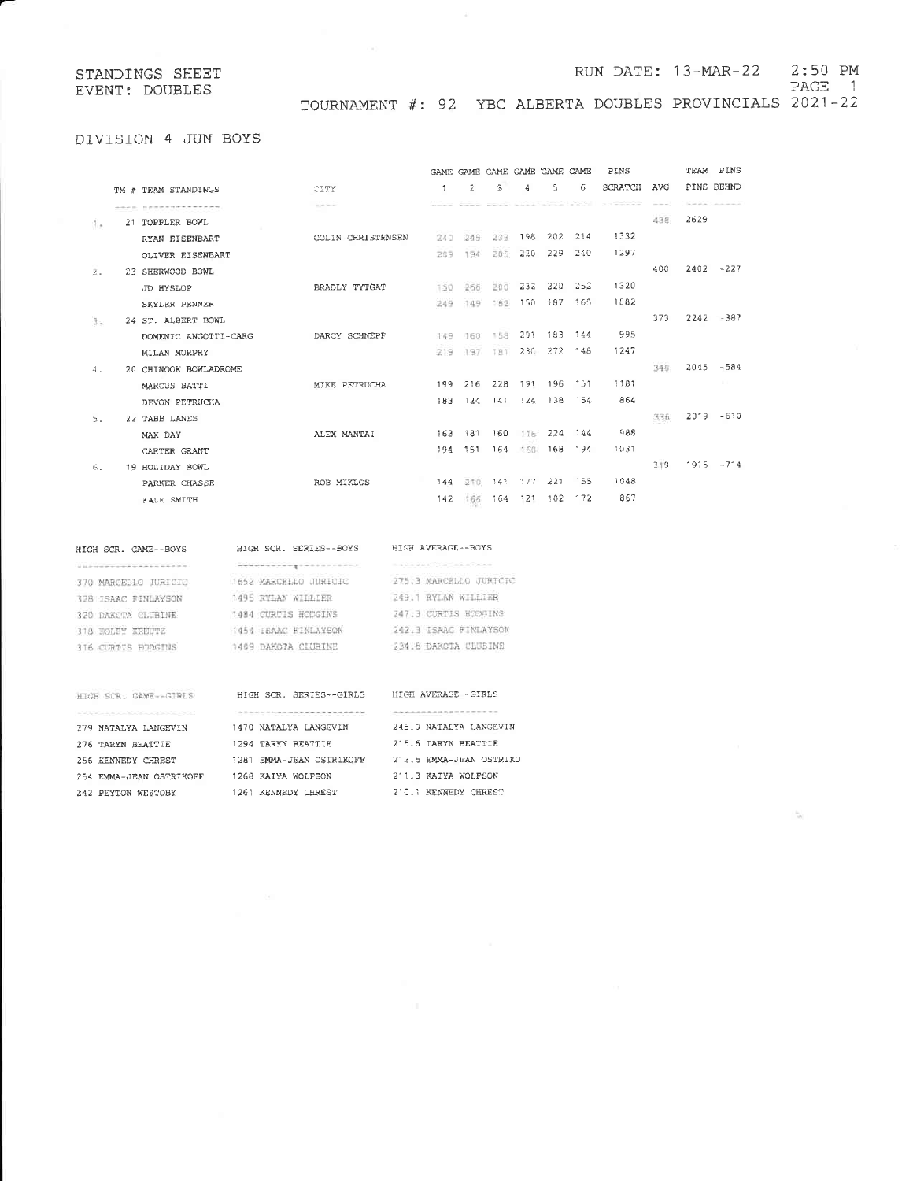STANDINGS SHEET
EVENT: DOUBLES

RUN DATE: 13-MAR-22 2:50 PM

TOURNAMENT #: 92 YBC ALBERTA DOUBLES PROVINCIALS 2021-22

## DIVISION 4 JUN BOYS

| TM # | TEAM STANDINGS | CITY | GAME 1 | GAME 2 | GAME 3 | GAME 4 | GAME 5 | GAME 6 | PINS SCRATCH | AVG | TEAM PINS | PINS BEHND |
|---|---|---|---|---|---|---|---|---|---|---|---|---|
| 1. | 21 TOPPLER BOWL | | | | | | | | | 438 | 2629 | |
| | RYAN EISENBART | COLIN CHRISTENSEN | 240 | 245 | 233 | 198 | 202 | 214 | 1332 | | | |
| | OLIVER EISENBART | | 209 | 194 | 205 | 220 | 229 | 240 | 1297 | | | |
| 2. | 23 SHERWOOD BOWL | | | | | | | | | 400 | 2402 | -227 |
| | JD HYSLOP | BRADLY TYTGAT | 150 | 266 | 200 | 232 | 220 | 252 | 1320 | | | |
| | SKYLER PENNER | | 249 | 149 | 182 | 150 | 187 | 165 | 1082 | | | |
| 3. | 24 ST. ALBERT BOWL | | | | | | | | | 373 | 2242 | -387 |
| | DOMENIC ANGOTTI-CARG | DARCY SCHNEPF | 149 | 160 | 158 | 201 | 183 | 144 | 995 | | | |
| | MILAN MURPHY | | 219 | 197 | 181 | 230 | 272 | 148 | 1247 | | | |
| 4. | 20 CHINOOK BOWLADROME | | | | | | | | | 340 | 2045 | -584 |
| | MARCUS BATTI | MIKE PETRUCHA | 199 | 216 | 228 | 191 | 196 | 151 | 1181 | | | |
| | DEVON PETRUCHA | | 183 | 124 | 141 | 124 | 138 | 154 | 864 | | | |
| 5. | 22 TABB LANES | | | | | | | | | 336 | 2019 | -610 |
| | MAX DAY | ALEX MANTAI | 163 | 181 | 160 | 116 | 224 | 144 | 988 | | | |
| | CARTER GRANT | | 194 | 151 | 164 | 160 | 168 | 194 | 1031 | | | |
| 6. | 19 HOLIDAY BOWL | | | | | | | | | 319 | 1915 | -714 |
| | PARKER CHASSE | ROB MIKLOS | 144 | 210 | 141 | 177 | 221 | 155 | 1048 | | | |
| | KALE SMITH | | 142 | 166 | 164 | 121 | 102 | 172 | 867 | | | |

| HIGH SCR. GAME--BOYS | HIGH SCR. SERIES--BOYS | HIGH AVERAGE--BOYS |
|---|---|---|
| 370 MARCELLO JURICIC | 1652 MARCELLO JURICIC | 275.3 MARCELLO JURICIC |
| 328 ISAAC FINLAYSON | 1495 RYLAN WILLIER | 249.1 RYLAN WILLIER |
| 320 DAKOTA CLUBINE | 1484 CURTIS HODGINS | 247.3 CURTIS HODGINS |
| 318 KOLBY KREUTZ | 1454 ISAAC FINLAYSON | 242.3 ISAAC FINLAYSON |
| 316 CURTIS HODGINS | 1409 DAKOTA CLUBINE | 234.8 DAKOTA CLUBINE |

| HIGH SCR. GAME--GIRLS | HIGH SCR. SERIES--GIRLS | HIGH AVERAGE--GIRLS |
|---|---|---|
| 279 NATALYA LANGEVIN | 1470 NATALYA LANGEVIN | 245.0 NATALYA LANGEVIN |
| 276 TARYN BEATTIE | 1294 TARYN BEATTIE | 215.6 TARYN BEATTIE |
| 256 KENNEDY CHREST | 1281 EMMA-JEAN OSTRIKOFF | 213.5 EMMA-JEAN OSTRIKO |
| 254 EMMA-JEAN OSTRIKOFF | 1268 KAIYA WOLFSON | 211.3 KAIYA WOLFSON |
| 242 PEYTON WESTOBY | 1261 KENNEDY CHREST | 210.1 KENNEDY CHREST |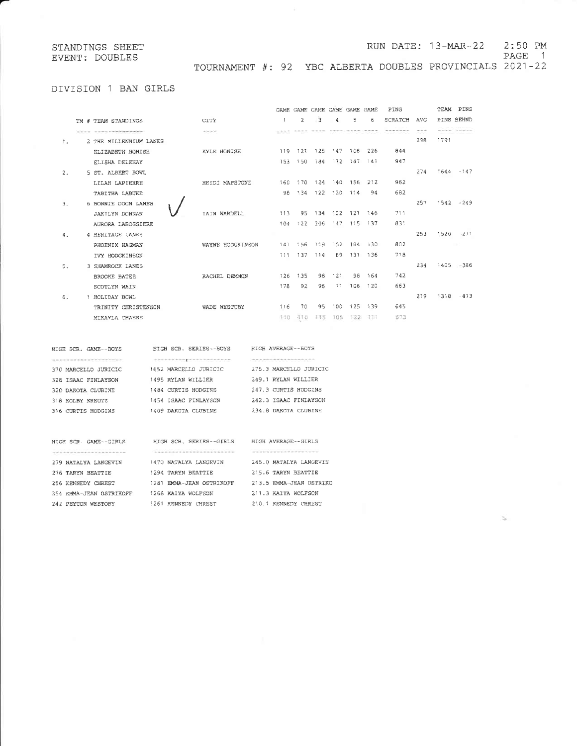STANDINGS SHEET
EVENT: DOUBLES

RUN DATE: 13-MAR-22 2:50 PM

TOURNAMENT #: 92 YBC ALBERTA DOUBLES PROVINCIALS 2021-22

## DIVISION 1 BAN GIRLS

| TM # | TEAM STANDINGS | CITY | GAME 1 | GAME 2 | GAME 3 | GAME 4 | GAME 5 | GAME 6 | PINS SCRATCH | AVG | TEAM PINS | PINS BEHND |
|---|---|---|---|---|---|---|---|---|---|---|---|---|
| 1. | 2 THE MILLENNIUM LANES | | | | | | | | | 298 | 1791 | |
| | ELIZABETH HONISH | KYLE HONISH | 119 | 121 | 125 | 147 | 106 | 226 | 844 | | | |
| | ELISHA DELEHAY | | 153 | 150 | 184 | 172 | 147 | 141 | 947 | | | |
| 2. | 5 ST. ALBERT BOWL | | | | | | | | | 274 | 1644 | -147 |
| | LILAH LAPIERRE | HEIDI MAPSTONE | 160 | 170 | 124 | 140 | 156 | 212 | 962 | | | |
| | TABITHA LABUKE | | 98 | 134 | 122 | 120 | 114 | 94 | 682 | | | |
| 3. | 6 BONNIE DOON LANES | | | | | | | | | 257 | 1542 | -249 |
| | JAKILYN DONNAN | IAIN WARDELL | 113 | 95 | 134 | 102 | 121 | 146 | 711 | | | |
| | AURORA LABOSSIERE | | 104 | 122 | 206 | 147 | 115 | 137 | 831 | | | |
| 4. | 4 HERITAGE LANES | | | | | | | | | 253 | 1520 | -271 |
| | PHOENIX HAGMAN | WAYNE HODGKINSON | 141 | 156 | 119 | 152 | 104 | 130 | 802 | | | |
| | IVY HODGKINSON | | 111 | 137 | 114 | 89 | 131 | 136 | 718 | | | |
| 5. | 3 SHAMROCK LANES | | | | | | | | | 234 | 1405 | -386 |
| | BROOKE BATES | RACHEL DEMMON | 126 | 135 | 98 | 121 | 98 | 164 | 742 | | | |
| | SCOTLYN WAIN | | 178 | 92 | 96 | 71 | 106 | 120 | 663 | | | |
| 6. | 1 HOLIDAY BOWL | | | | | | | | | 219 | 1318 | -473 |
| | TRINITY CHRISTENSON | WADE WESTOBY | 116 | 70 | 95 | 100 | 125 | 139 | 645 | | | |
| | MIKAYLA CHASSE | | 110 | 110 | 115 | 105 | 122 | 111 | 673 | | | |

| HIGH SCR. GAME--BOYS | HIGH SCR. SERIES--BOYS | HIGH AVERAGE--BOYS |
|---|---|---|
| 370 MARCELLO JURICIC | 1652 MARCELLO JURICIC | 275.3 MARCELLO JURICIC |
| 328 ISAAC FINLAYSON | 1495 RYLAN WILLIER | 249.1 RYLAN WILLIER |
| 320 DAKOTA CLUBINE | 1484 CURTIS HODGINS | 247.3 CURTIS HODGINS |
| 318 KOLBY KREUTZ | 1454 ISAAC FINLAYSON | 242.3 ISAAC FINLAYSON |
| 316 CURTIS HODGINS | 1409 DAKOTA CLUBINE | 234.8 DAKOTA CLUBINE |

| HIGH SCR. GAME--GIRLS | HIGH SCR. SERIES--GIRLS | HIGH AVERAGE--GIRLS |
|---|---|---|
| 279 NATALYA LANGEVIN | 1470 NATALYA LANGEVIN | 245.0 NATALYA LANGEVIN |
| 276 TARYN BEATTIE | 1294 TARYN BEATTIE | 215.6 TARYN BEATTIE |
| 256 KENNEDY CHREST | 1281 EMMA-JEAN OSTRIKOFF | 213.5 EMMA-JEAN OSTRIKO |
| 254 EMMA-JEAN OSTRIKOFF | 1268 KAIYA WOLFSON | 211.3 KAIYA WOLFSON |
| 242 PEYTON WESTOBY | 1261 KENNEDY CHREST | 210.1 KENNEDY CHREST |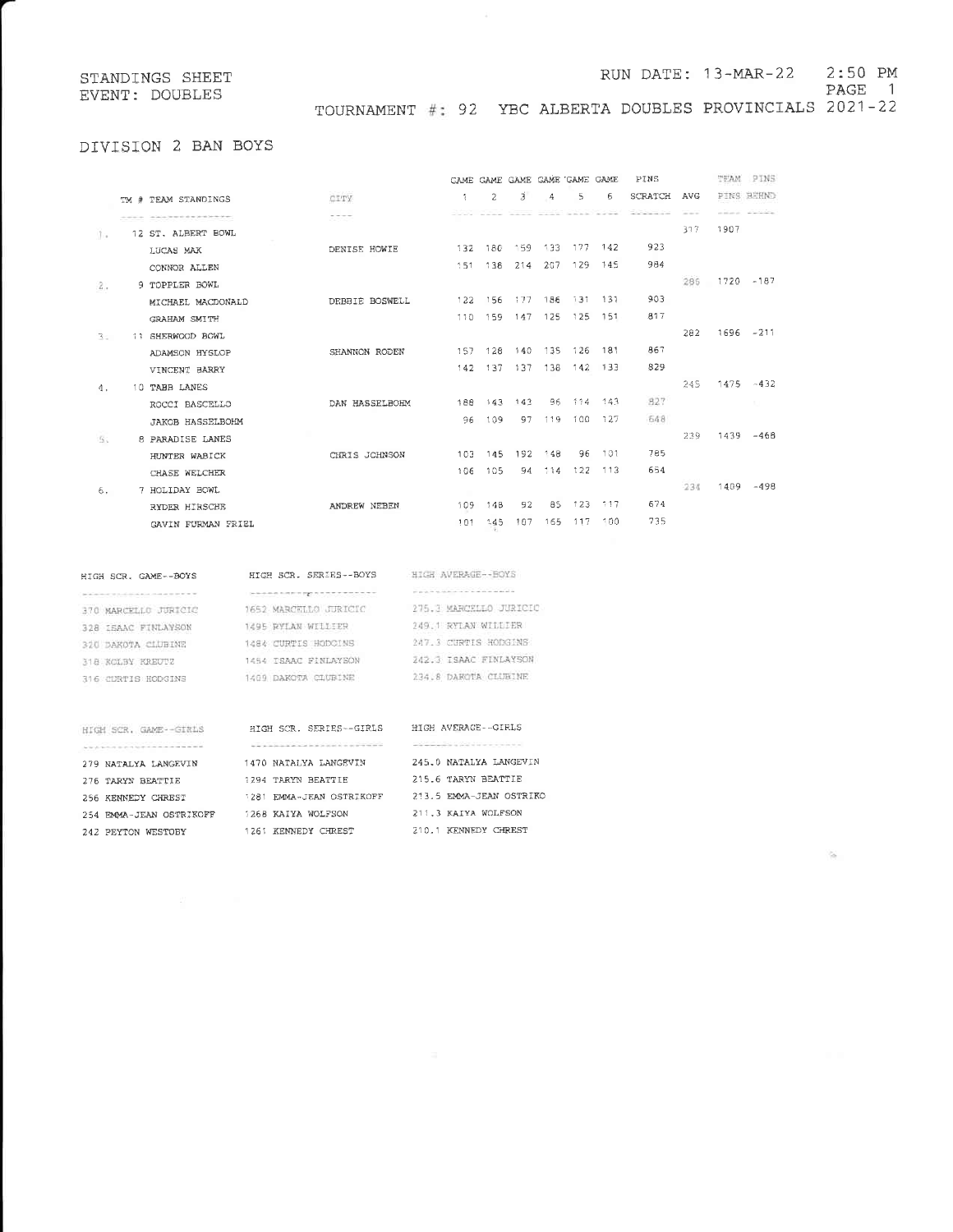STANDINGS SHEET
EVENT: DOUBLES

RUN DATE: 13-MAR-22 2:50 PM

TOURNAMENT #: 92 YBC ALBERTA DOUBLES PROVINCIALS 2021-22

## DIVISION 2 BAN BOYS

| | TM # TEAM STANDINGS | CITY | GAME 1 | GAME 2 | GAME 3 | GAME 4 | GAME 5 | GAME 6 | PINS SCRATCH | AVG | TEAM PINS | PINS BEHND |
|---|---|---|---|---|---|---|---|---|---|---|---|---|
| 1. | 12 ST. ALBERT BOWL | | | | | | | | | 317 | 1907 | |
| | LUCAS MAK | DENISE HOWIE | 132 | 180 | 159 | 133 | 177 | 142 | 923 | | | |
| | CONNOR ALLEN | | 151 | 138 | 214 | 207 | 129 | 145 | 984 | | | |
| 2. | 9 TOPPLER BOWL | | | | | | | | | 286 | 1720 | -187 |
| | MICHAEL MACDONALD | DEBBIE BOSWELL | 122 | 156 | 177 | 186 | 131 | 131 | 903 | | | |
| | GRAHAM SMITH | | 110 | 159 | 147 | 125 | 125 | 151 | 817 | | | |
| 3. | 11 SHERWOOD BOWL | | | | | | | | | 282 | 1696 | -211 |
| | ADAMSON HYSLOP | SHANNON RODEN | 157 | 128 | 140 | 135 | 126 | 181 | 867 | | | |
| | VINCENT BARRY | | 142 | 137 | 137 | 138 | 142 | 133 | 829 | | | |
| 4. | 10 TABB LANES | | | | | | | | | 245 | 1475 | -432 |
| | ROCCI BASCELLO | DAN HASSELBOHM | 188 | 143 | 143 | 96 | 114 | 143 | 827 | | | |
| | JAKOB HASSELBOHM | | 96 | 109 | 97 | 119 | 100 | 127 | 648 | | | |
| 5. | 8 PARADISE LANES | | | | | | | | | 239 | 1439 | -468 |
| | HUNTER WABICK | CHRIS JOHNSON | 103 | 145 | 192 | 148 | 96 | 101 | 785 | | | |
| | CHASE WELCHER | | 106 | 105 | 94 | 114 | 122 | 113 | 654 | | | |
| 6. | 7 HOLIDAY BOWL | | | | | | | | | 234 | 1409 | -498 |
| | RYDER HIRSCHE | ANDREW NEBEN | 109 | 148 | 92 | 85 | 123 | 117 | 674 | | | |
| | GAVIN FURMAN FRIEL | | 101 | 145 | 107 | 165 | 117 | 100 | 735 | | | |

| HIGH SCR. GAME--BOYS | HIGH SCR. SERIES--BOYS | HIGH AVERAGE--BOYS |
|---|---|---|
| 370 MARCELLO JURICIC | 1652 MARCELLO JURICIC | 275.3 MARCELLO JURICIC |
| 328 ISAAC FINLAYSON | 1495 RYLAN WILLIER | 249.1 RYLAN WILLIER |
| 320 DAKOTA CLUBINE | 1484 CURTIS HODGINS | 247.3 CURTIS HODGINS |
| 318 KOLBY KREUTZ | 1454 ISAAC FINLAYSON | 242.3 ISAAC FINLAYSON |
| 316 CURTIS HODGINS | 1409 DAKOTA CLUBINE | 234.8 DAKOTA CLUBINE |

| HIGH SCR. GAME--GIRLS | HIGH SCR. SERIES--GIRLS | HIGH AVERAGE--GIRLS |
|---|---|---|
| 279 NATALYA LANGEVIN | 1470 NATALYA LANGEVIN | 245.0 NATALYA LANGEVIN |
| 276 TARYN BEATTIE | 1294 TARYN BEATTIE | 215.6 TARYN BEATTIE |
| 256 KENNEDY CHREST | 1281 EMMA-JEAN OSTRIKOFF | 213.5 EMMA-JEAN OSTRIKO |
| 254 EMMA-JEAN OSTRIKOFF | 1268 KAIYA WOLFSON | 211.3 KAIYA WOLFSON |
| 242 PEYTON WESTOBY | 1261 KENNEDY CHREST | 210.1 KENNEDY CHREST |